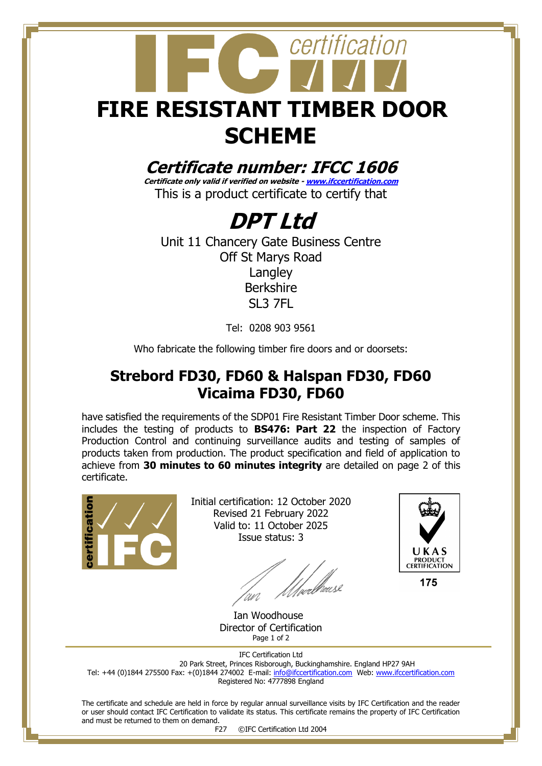# FIRE RESISTANT TIMBER DOOR SCHEME

## *Certificate number: IFCC 1606*

***Certificate only valid if verified on website - [www.ifccertification.com](http://www.ifccertification.com)***

This is a product certificate to certify that

# *DPT Ltd*

Unit 11 Chancery Gate Business Centre
Off St Marys Road
Langley
Berkshire
SL3 7FL

Tel: 0208 903 9561

Who fabricate the following timber fire doors and or doorsets:

## Strebord FD30, FD60 & Halspan FD30, FD60
## Vicaima FD30, FD60

have satisfied the requirements of the SDP01 Fire Resistant Timber Door scheme. This includes the testing of products to **BS476: Part 22** the inspection of Factory Production Control and continuing surveillance audits and testing of samples of products taken from production. The product specification and field of application to achieve from **30 minutes to 60 minutes integrity** are detailed on page 2 of this certificate.

Initial certification: 12 October 2020
Revised 21 February 2022
Valid to: 11 October 2025
Issue status: 3

UKAS PRODUCT CERTIFICATION
175

Ian Woodhouse
Director of Certification

IFC Certification Ltd
20 Park Street, Princes Risborough, Buckinghamshire. England HP27 9AH
Tel: +44 (0)1844 275500 Fax: +(0)1844 274002 E-mail: [info@ifccertification.com](mailto:info@ifccertification.com) Web: [www.ifccertification.com](http://www.ifccertification.com)
Registered No: 4777898 England

The certificate and schedule are held in force by regular annual surveillance visits by IFC Certification and the reader or user should contact IFC Certification to validate its status. This certificate remains the property of IFC Certification and must be returned to them on demand.

F27 ©IFC Certification Ltd 2004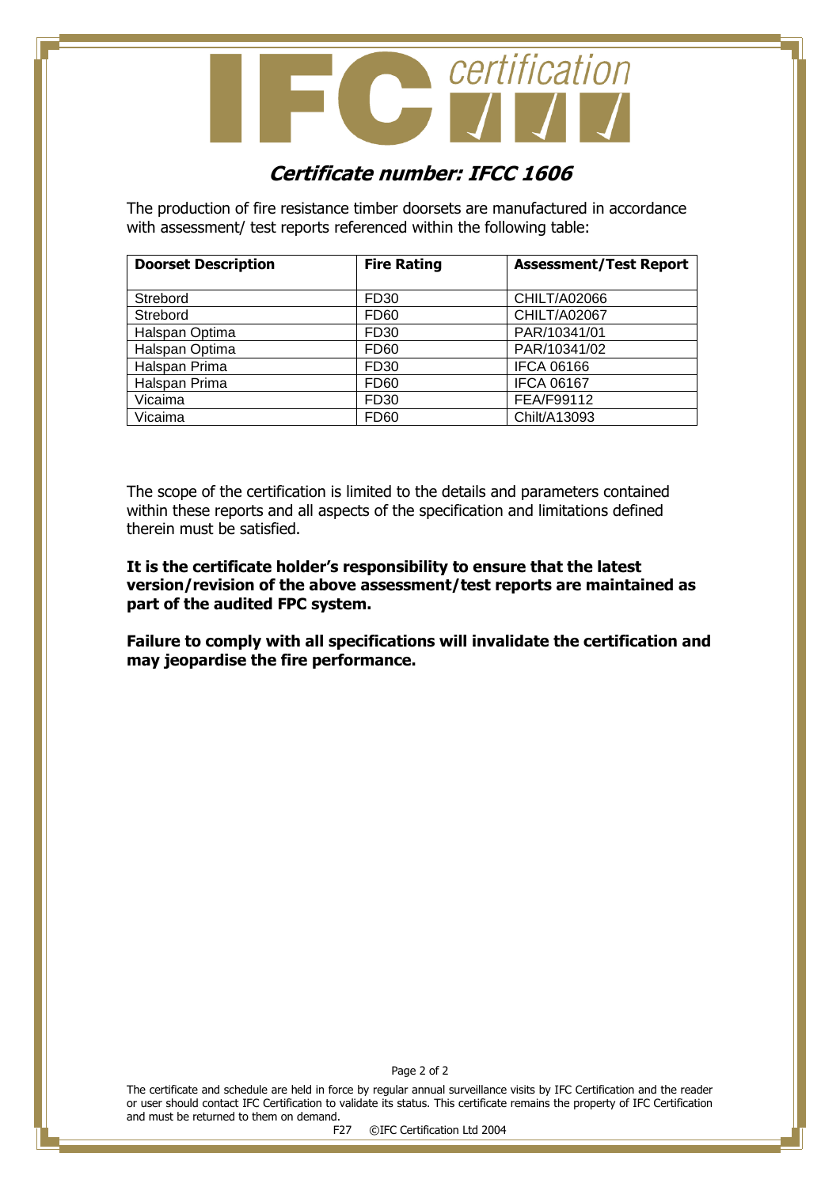# Certificate number: IFCC 1606

The production of fire resistance timber doorsets are manufactured in accordance with assessment/ test reports referenced within the following table:

| Doorset Description | Fire Rating | Assessment/Test Report |
|---|---|---|
| Strebord | FD30 | CHILT/A02066 |
| Strebord | FD60 | CHILT/A02067 |
| Halspan Optima | FD30 | PAR/10341/01 |
| Halspan Optima | FD60 | PAR/10341/02 |
| Halspan Prima | FD30 | IFCA 06166 |
| Halspan Prima | FD60 | IFCA 06167 |
| Vicaima | FD30 | FEA/F99112 |
| Vicaima | FD60 | Chilt/A13093 |

The scope of the certification is limited to the details and parameters contained within these reports and all aspects of the specification and limitations defined therein must be satisfied.

**It is the certificate holder's responsibility to ensure that the latest version/revision of the above assessment/test reports are maintained as part of the audited FPC system.**

**Failure to comply with all specifications will invalidate the certification and may jeopardise the fire performance.**

The certificate and schedule are held in force by regular annual surveillance visits by IFC Certification and the reader or user should contact IFC Certification to validate its status. This certificate remains the property of IFC Certification and must be returned to them on demand.

F27 ©IFC Certification Ltd 2004